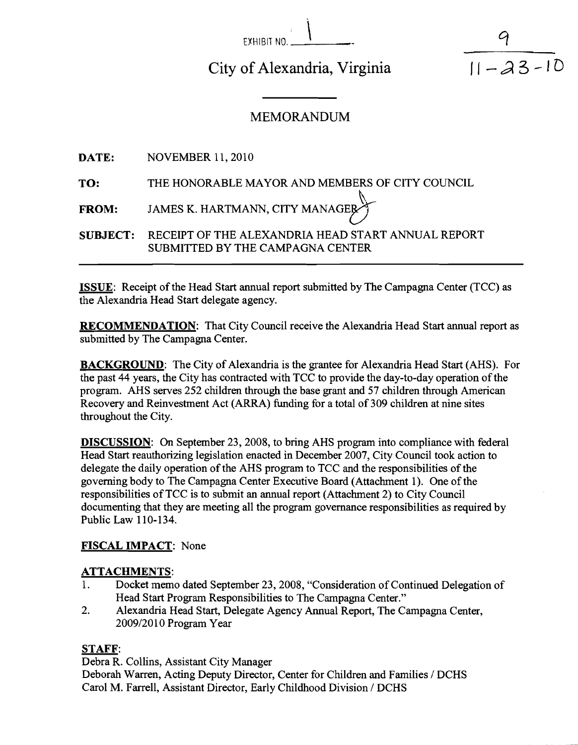EXHIBIT NO. 1

9
11-23-10

# City of Alexandria, Virginia

## MEMORANDUM

**DATE:** NOVEMBER 11, 2010

**TO:** THE HONORABLE MAYOR AND MEMBERS OF CITY COUNCIL

**FROM:** JAMES K. HARTMANN, CITY MANAGER

**SUBJECT:** RECEIPT OF THE ALEXANDRIA HEAD START ANNUAL REPORT SUBMITTED BY THE CAMPAGNA CENTER

---

**ISSUE**: Receipt of the Head Start annual report submitted by The Campagna Center (TCC) as the Alexandria Head Start delegate agency.

**RECOMMENDATION**: That City Council receive the Alexandria Head Start annual report as submitted by The Campagna Center.

**BACKGROUND**: The City of Alexandria is the grantee for Alexandria Head Start (AHS). For the past 44 years, the City has contracted with TCC to provide the day-to-day operation of the program. AHS serves 252 children through the base grant and 57 children through American Recovery and Reinvestment Act (ARRA) funding for a total of 309 children at nine sites throughout the City.

**DISCUSSION**: On September 23, 2008, to bring AHS program into compliance with federal Head Start reauthorizing legislation enacted in December 2007, City Council took action to delegate the daily operation of the AHS program to TCC and the responsibilities of the governing body to The Campagna Center Executive Board (Attachment 1). One of the responsibilities of TCC is to submit an annual report (Attachment 2) to City Council documenting that they are meeting all the program governance responsibilities as required by Public Law 110-134.

**FISCAL IMPACT**: None

**ATTACHMENTS**:

1. Docket memo dated September 23, 2008, "Consideration of Continued Delegation of Head Start Program Responsibilities to The Campagna Center."
2. Alexandria Head Start, Delegate Agency Annual Report, The Campagna Center, 2009/2010 Program Year

**STAFF**:
Debra R. Collins, Assistant City Manager
Deborah Warren, Acting Deputy Director, Center for Children and Families / DCHS
Carol M. Farrell, Assistant Director, Early Childhood Division / DCHS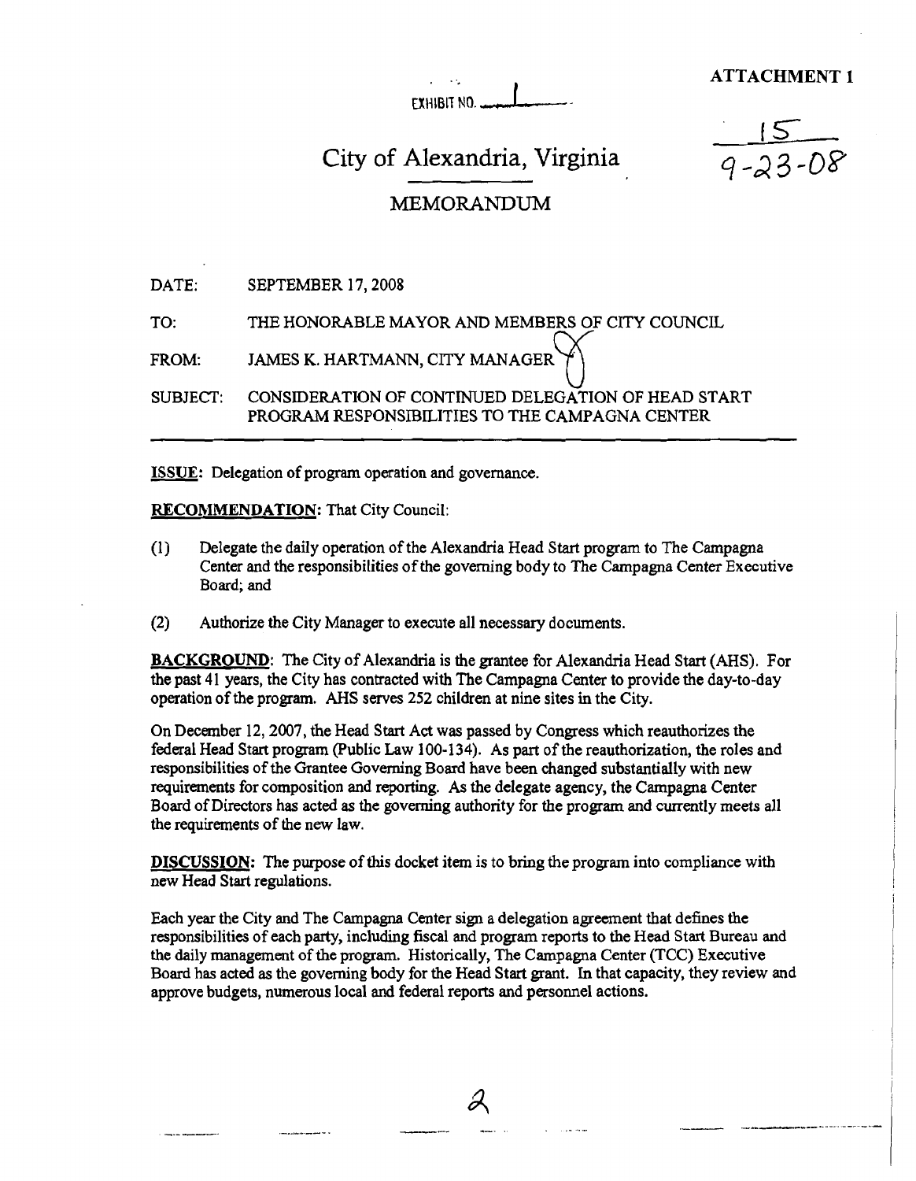EXHIBIT NO. 1

**ATTACHMENT 1**

15
9-23-08

# City of Alexandria, Virginia

## MEMORANDUM

DATE: SEPTEMBER 17, 2008

TO: THE HONORABLE MAYOR AND MEMBERS OF CITY COUNCIL

FROM: JAMES K. HARTMANN, CITY MANAGER

SUBJECT: CONSIDERATION OF CONTINUED DELEGATION OF HEAD START PROGRAM RESPONSIBILITIES TO THE CAMPAGNA CENTER

---

**ISSUE:** Delegation of program operation and governance.

**RECOMMENDATION:** That City Council:

(1) Delegate the daily operation of the Alexandria Head Start program to The Campagna Center and the responsibilities of the governing body to The Campagna Center Executive Board; and

(2) Authorize the City Manager to execute all necessary documents.

**BACKGROUND:** The City of Alexandria is the grantee for Alexandria Head Start (AHS). For the past 41 years, the City has contracted with The Campagna Center to provide the day-to-day operation of the program. AHS serves 252 children at nine sites in the City.

On December 12, 2007, the Head Start Act was passed by Congress which reauthorizes the federal Head Start program (Public Law 100-134). As part of the reauthorization, the roles and responsibilities of the Grantee Governing Board have been changed substantially with new requirements for composition and reporting. As the delegate agency, the Campagna Center Board of Directors has acted as the governing authority for the program and currently meets all the requirements of the new law.

**DISCUSSION:** The purpose of this docket item is to bring the program into compliance with new Head Start regulations.

Each year the City and The Campagna Center sign a delegation agreement that defines the responsibilities of each party, including fiscal and program reports to the Head Start Bureau and the daily management of the program. Historically, The Campagna Center (TCC) Executive Board has acted as the governing body for the Head Start grant. In that capacity, they review and approve budgets, numerous local and federal reports and personnel actions.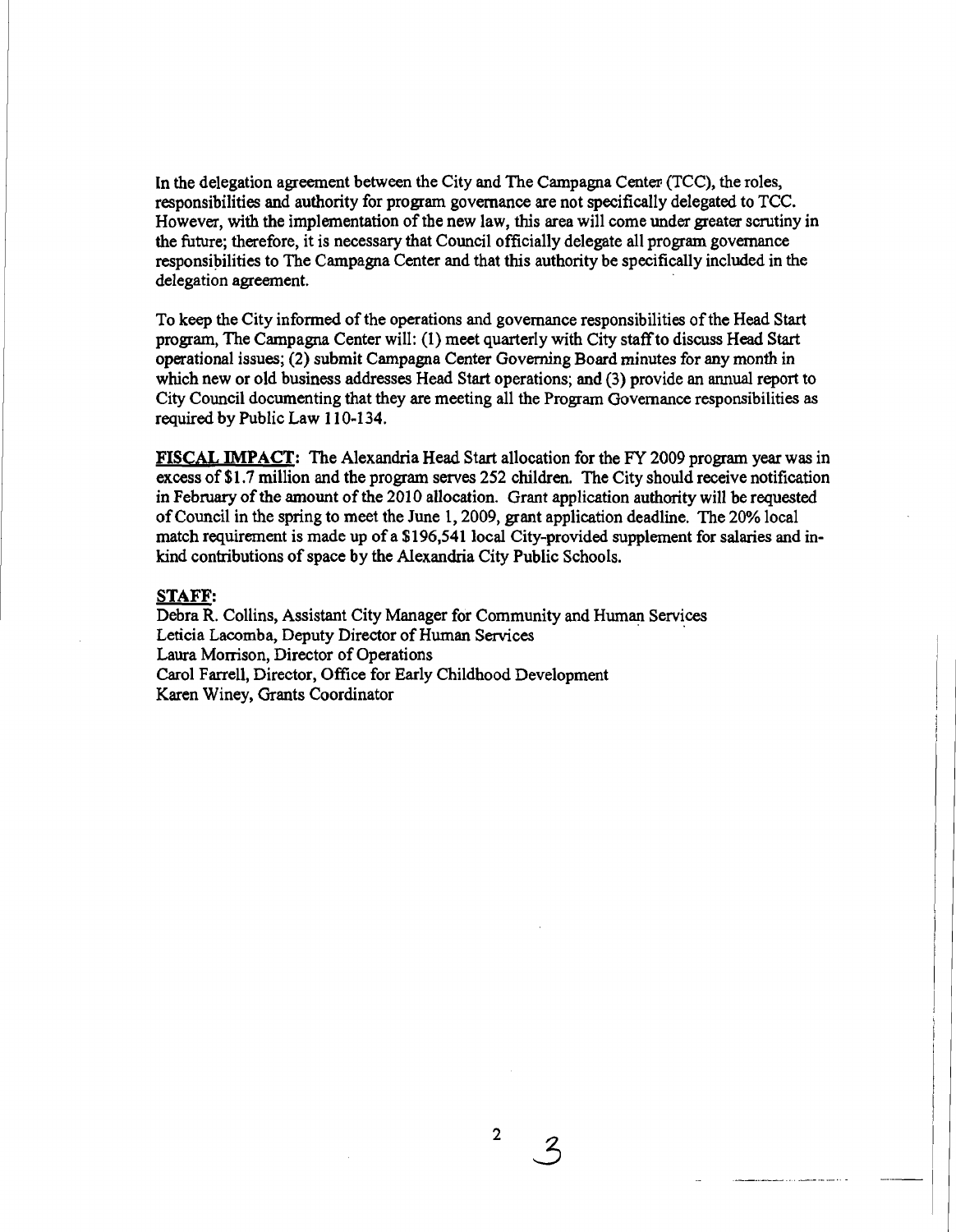In the delegation agreement between the City and The Campagna Center (TCC), the roles, responsibilities and authority for program governance are not specifically delegated to TCC. However, with the implementation of the new law, this area will come under greater scrutiny in the future; therefore, it is necessary that Council officially delegate all program governance responsibilities to The Campagna Center and that this authority be specifically included in the delegation agreement.

To keep the City informed of the operations and governance responsibilities of the Head Start program, The Campagna Center will: (1) meet quarterly with City staff to discuss Head Start operational issues; (2) submit Campagna Center Governing Board minutes for any month in which new or old business addresses Head Start operations; and (3) provide an annual report to City Council documenting that they are meeting all the Program Governance responsibilities as required by Public Law 110-134.

**FISCAL IMPACT**: The Alexandria Head Start allocation for the FY 2009 program year was in excess of $1.7 million and the program serves 252 children. The City should receive notification in February of the amount of the 2010 allocation. Grant application authority will be requested of Council in the spring to meet the June 1, 2009, grant application deadline. The 20% local match requirement is made up of a $196,541 local City-provided supplement for salaries and in-kind contributions of space by the Alexandria City Public Schools.

**STAFF**:
Debra R. Collins, Assistant City Manager for Community and Human Services
Leticia Lacomba, Deputy Director of Human Services
Laura Morrison, Director of Operations
Carol Farrell, Director, Office for Early Childhood Development
Karen Winey, Grants Coordinator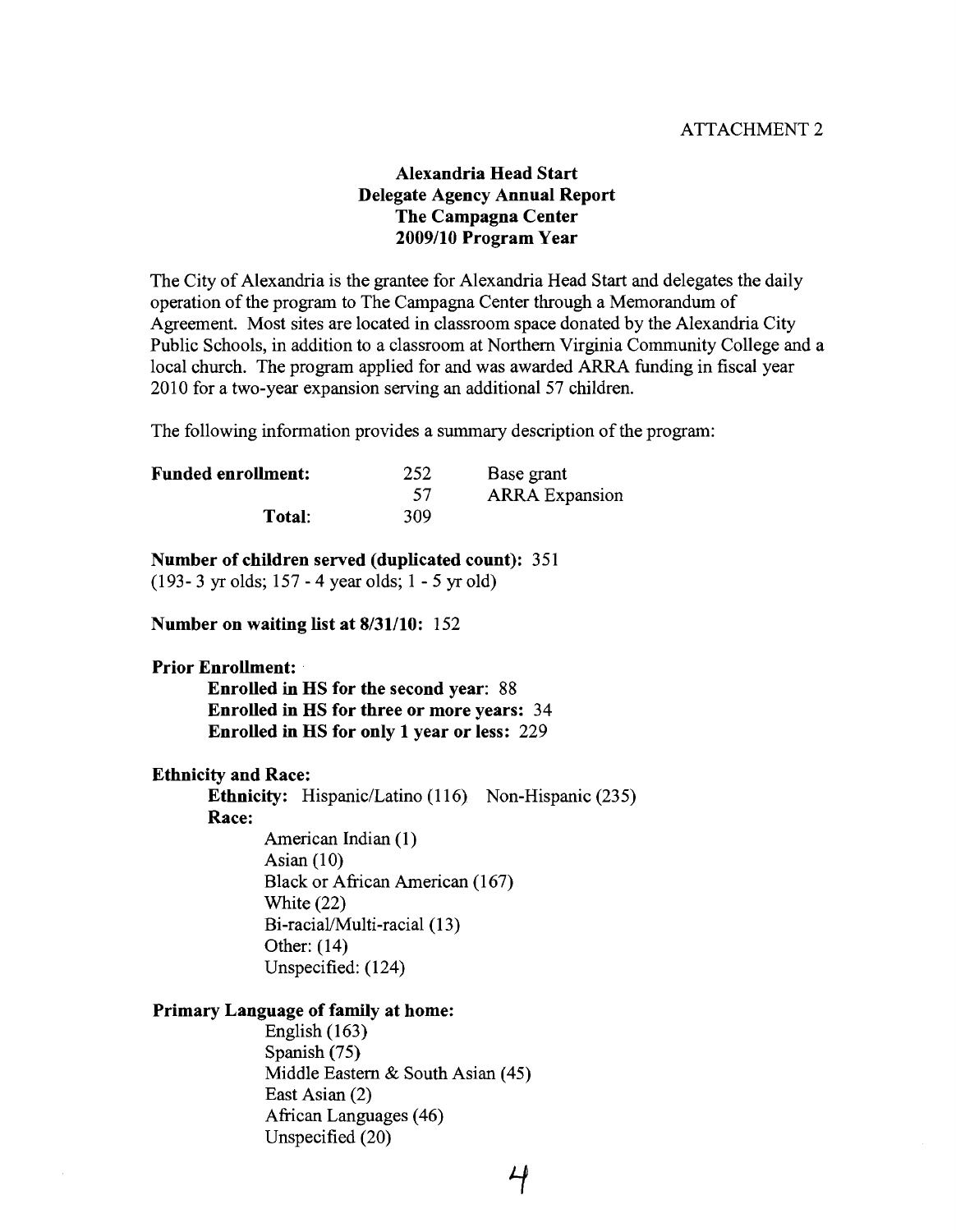ATTACHMENT 2

# Alexandria Head Start
## Delegate Agency Annual Report
## The Campagna Center
## 2009/10 Program Year

The City of Alexandria is the grantee for Alexandria Head Start and delegates the daily operation of the program to The Campagna Center through a Memorandum of Agreement. Most sites are located in classroom space donated by the Alexandria City Public Schools, in addition to a classroom at Northern Virginia Community College and a local church. The program applied for and was awarded ARRA funding in fiscal year 2010 for a two-year expansion serving an additional 57 children.

The following information provides a summary description of the program:

| **Funded enrollment:** | 252 | Base grant |
|---|---|---|
| | 57 | ARRA Expansion |
| **Total:** | 309 | |

**Number of children served (duplicated count):** 351
(193- 3 yr olds; 157 - 4 year olds; 1 - 5 yr old)

**Number on waiting list at 8/31/10:** 152

**Prior Enrollment:**

- **Enrolled in HS for the second year**: 88
- **Enrolled in HS for three or more years:** 34
- **Enrolled in HS for only 1 year or less:** 229

**Ethnicity and Race:**

**Ethnicity:** Hispanic/Latino (116) Non-Hispanic (235)

**Race:**

- American Indian (1)
- Asian (10)
- Black or African American (167)
- White (22)
- Bi-racial/Multi-racial (13)
- Other: (14)
- Unspecified: (124)

**Primary Language of family at home:**

- English (163)
- Spanish (75)
- Middle Eastern & South Asian (45)
- East Asian (2)
- African Languages (46)
- Unspecified (20)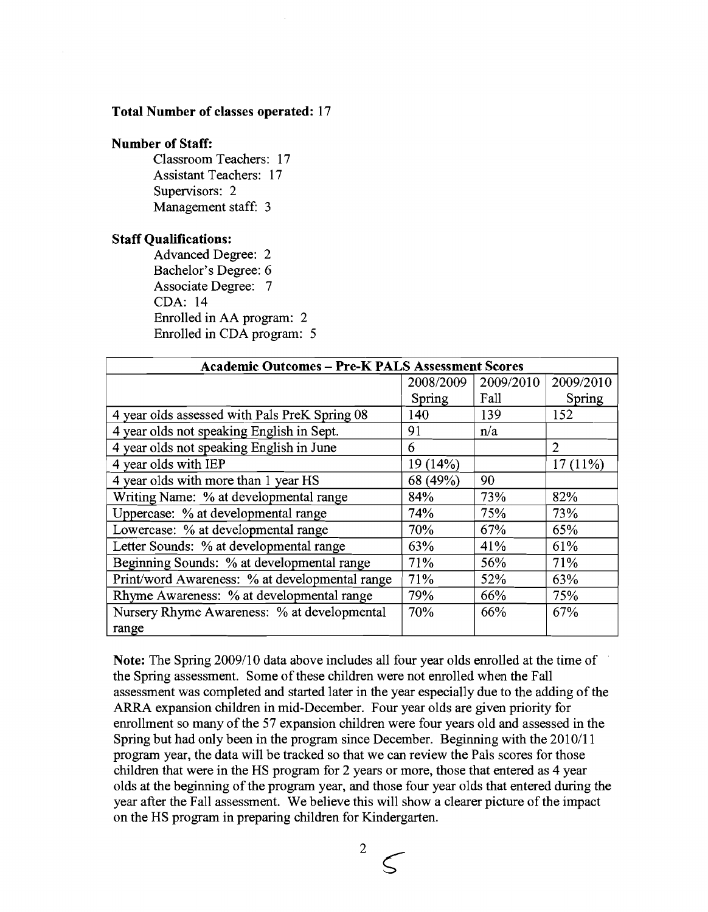**Total Number of classes operated:** 17

**Number of Staff:**

Classroom Teachers: 17
Assistant Teachers: 17
Supervisors: 2
Management staff: 3

**Staff Qualifications:**

Advanced Degree: 2
Bachelor's Degree: 6
Associate Degree: 7
CDA: 14
Enrolled in AA program: 2
Enrolled in CDA program: 5

| **Academic Outcomes – Pre-K PALS Assessment Scores** | | | |
|---|---|---|---|
| | 2008/2009 Spring | 2009/2010 Fall | 2009/2010 Spring |
| 4 year olds assessed with Pals PreK Spring 08 | 140 | 139 | 152 |
| 4 year olds not speaking English in Sept. | 91 | n/a | |
| 4 year olds not speaking English in June | 6 | | 2 |
| 4 year olds with IEP | 19 (14%) | | 17 (11%) |
| 4 year olds with more than 1 year HS | 68 (49%) | 90 | |
| Writing Name: % at developmental range | 84% | 73% | 82% |
| Uppercase: % at developmental range | 74% | 75% | 73% |
| Lowercase: % at developmental range | 70% | 67% | 65% |
| Letter Sounds: % at developmental range | 63% | 41% | 61% |
| Beginning Sounds: % at developmental range | 71% | 56% | 71% |
| Print/word Awareness: % at developmental range | 71% | 52% | 63% |
| Rhyme Awareness: % at developmental range | 79% | 66% | 75% |
| Nursery Rhyme Awareness: % at developmental range | 70% | 66% | 67% |

**Note:** The Spring 2009/10 data above includes all four year olds enrolled at the time of the Spring assessment. Some of these children were not enrolled when the Fall assessment was completed and started later in the year especially due to the adding of the ARRA expansion children in mid-December. Four year olds are given priority for enrollment so many of the 57 expansion children were four years old and assessed in the Spring but had only been in the program since December. Beginning with the 2010/11 program year, the data will be tracked so that we can review the Pals scores for those children that were in the HS program for 2 years or more, those that entered as 4 year olds at the beginning of the program year, and those four year olds that entered during the year after the Fall assessment. We believe this will show a clearer picture of the impact on the HS program in preparing children for Kindergarten.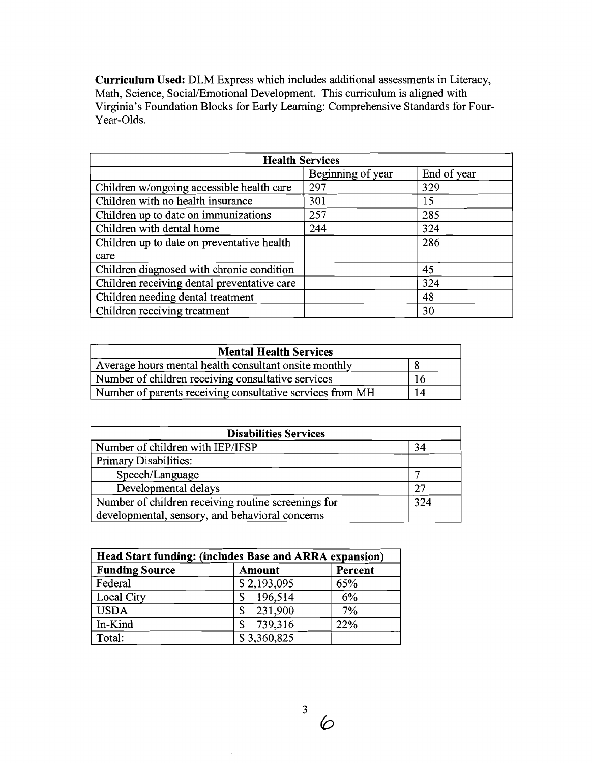**Curriculum Used:** DLM Express which includes additional assessments in Literacy, Math, Science, Social/Emotional Development. This curriculum is aligned with Virginia's Foundation Blocks for Early Learning: Comprehensive Standards for Four-Year-Olds.

| **Health Services** | | |
|---|---|---|
| | Beginning of year | End of year |
| Children w/ongoing accessible health care | 297 | 329 |
| Children with no health insurance | 301 | 15 |
| Children up to date on immunizations | 257 | 285 |
| Children with dental home | 244 | 324 |
| Children up to date on preventative health care | | 286 |
| Children diagnosed with chronic condition | | 45 |
| Children receiving dental preventative care | | 324 |
| Children needing dental treatment | | 48 |
| Children receiving treatment | | 30 |

| **Mental Health Services** | |
|---|---|
| Average hours mental health consultant onsite monthly | 8 |
| Number of children receiving consultative services | 16 |
| Number of parents receiving consultative services from MH | 14 |

| **Disabilities Services** | |
|---|---|
| Number of children with IEP/IFSP | 34 |
| Primary Disabilities: | |
| Speech/Language | 7 |
| Developmental delays | 27 |
| Number of children receiving routine screenings for developmental, sensory, and behavioral concerns | 324 |

| **Head Start funding: (includes Base and ARRA expansion)** | | |
|---|---|---|
| **Funding Source** | **Amount** | **Percent** |
| Federal | $ 2,193,095 | 65% |
| Local City | $ 196,514 | 6% |
| USDA | $ 231,900 | 7% |
| In-Kind | $ 739,316 | 22% |
| Total: | $ 3,360,825 | |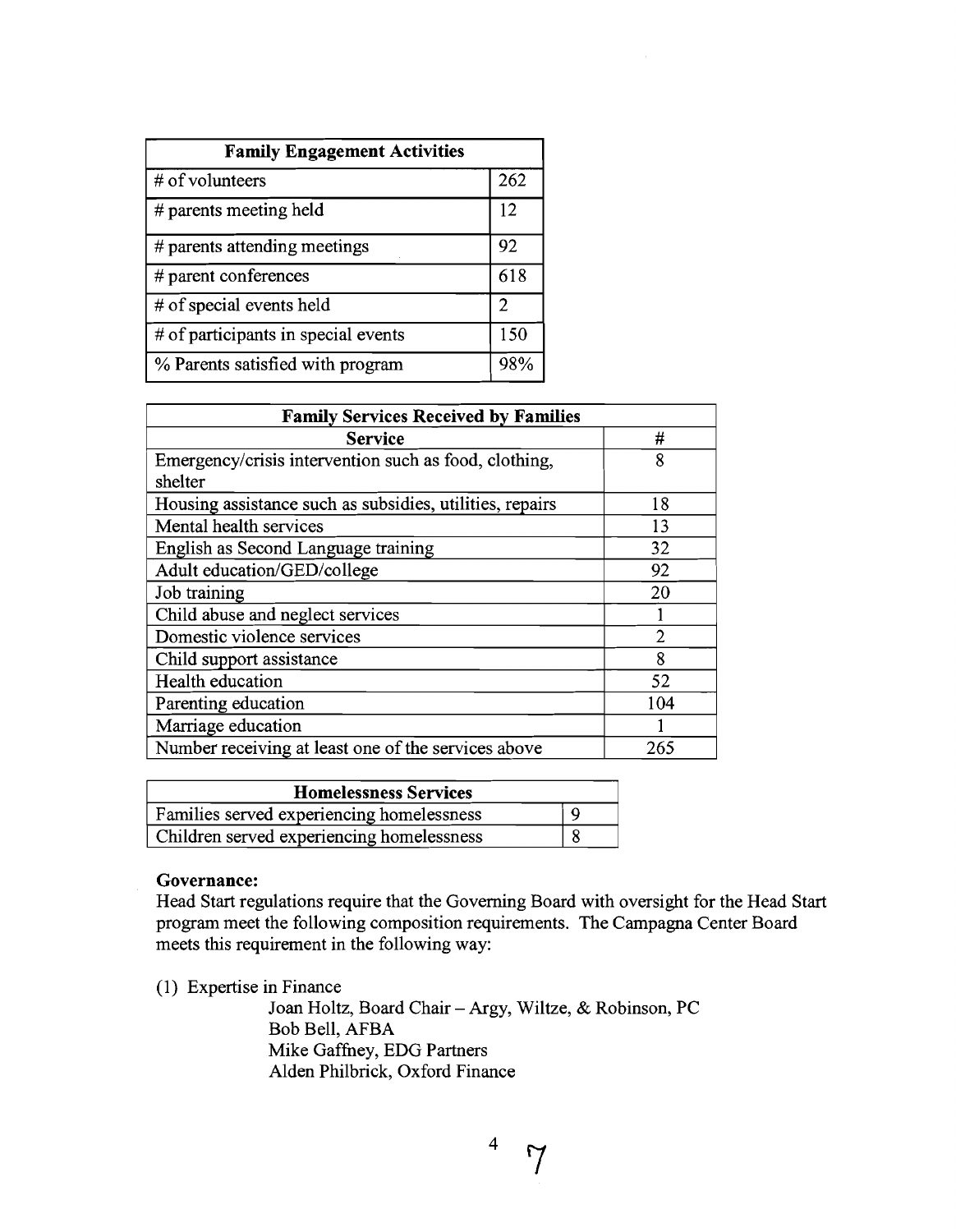| Family Engagement Activities | |
|---|---|
| # of volunteers | 262 |
| # parents meeting held | 12 |
| # parents attending meetings | 92 |
| # parent conferences | 618 |
| # of special events held | 2 |
| # of participants in special events | 150 |
| % Parents satisfied with program | 98% |

| Family Services Received by Families | |
|---|---|
| **Service** | **#** |
| Emergency/crisis intervention such as food, clothing, shelter | 8 |
| Housing assistance such as subsidies, utilities, repairs | 18 |
| Mental health services | 13 |
| English as Second Language training | 32 |
| Adult education/GED/college | 92 |
| Job training | 20 |
| Child abuse and neglect services | 1 |
| Domestic violence services | 2 |
| Child support assistance | 8 |
| Health education | 52 |
| Parenting education | 104 |
| Marriage education | 1 |
| Number receiving at least one of the services above | 265 |

| Homelessness Services | |
|---|---|
| Families served experiencing homelessness | 9 |
| Children served experiencing homelessness | 8 |

**Governance:**

Head Start regulations require that the Governing Board with oversight for the Head Start program meet the following composition requirements. The Campagna Center Board meets this requirement in the following way:

(1) Expertise in Finance

Joan Holtz, Board Chair – Argy, Wiltze, & Robinson, PC
Bob Bell, AFBA
Mike Gaffney, EDG Partners
Alden Philbrick, Oxford Finance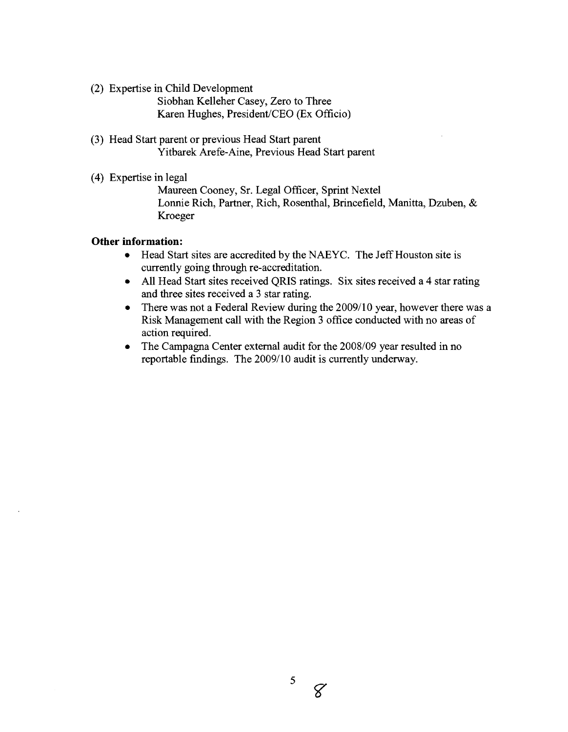(2) Expertise in Child Development

Siobhan Kelleher Casey, Zero to Three
Karen Hughes, President/CEO (Ex Officio)

(3) Head Start parent or previous Head Start parent

Yitbarek Arefe-Aine, Previous Head Start parent

(4) Expertise in legal

Maureen Cooney, Sr. Legal Officer, Sprint Nextel
Lonnie Rich, Partner, Rich, Rosenthal, Brincefield, Manitta, Dzuben, & Kroeger

**Other information:**

- Head Start sites are accredited by the NAEYC. The Jeff Houston site is currently going through re-accreditation.
- All Head Start sites received QRIS ratings. Six sites received a 4 star rating and three sites received a 3 star rating.
- There was not a Federal Review during the 2009/10 year, however there was a Risk Management call with the Region 3 office conducted with no areas of action required.
- The Campagna Center external audit for the 2008/09 year resulted in no reportable findings. The 2009/10 audit is currently underway.